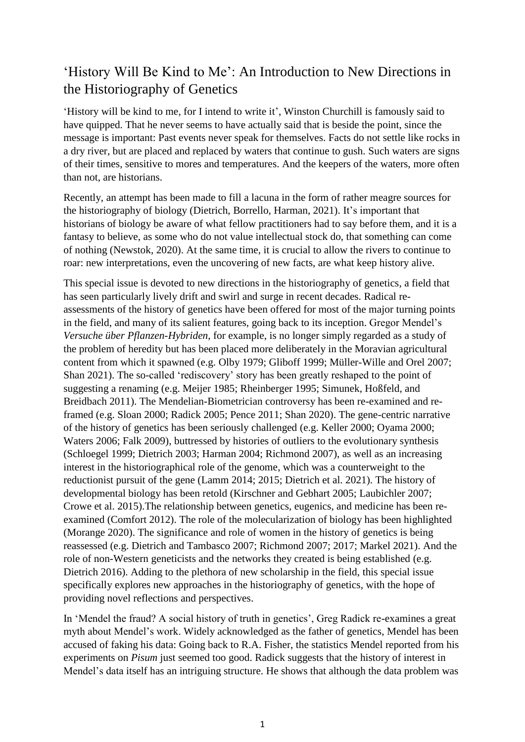# 'History Will Be Kind to Me': An Introduction to New Directions in the Historiography of Genetics

'History will be kind to me, for I intend to write it', Winston Churchill is famously said to have quipped. That he never seems to have actually said that is beside the point, since the message is important: Past events never speak for themselves. Facts do not settle like rocks in a dry river, but are placed and replaced by waters that continue to gush. Such waters are signs of their times, sensitive to mores and temperatures. And the keepers of the waters, more often than not, are historians.

Recently, an attempt has been made to fill a lacuna in the form of rather meagre sources for the historiography of biology (Dietrich, Borrello, Harman, 2021). It's important that historians of biology be aware of what fellow practitioners had to say before them, and it is a fantasy to believe, as some who do not value intellectual stock do, that something can come of nothing (Newstok, 2020). At the same time, it is crucial to allow the rivers to continue to roar: new interpretations, even the uncovering of new facts, are what keep history alive.

This special issue is devoted to new directions in the historiography of genetics, a field that has seen particularly lively drift and swirl and surge in recent decades. Radical re-assessments of the history of genetics have been offered for most of the major turning points in the field, and many of its salient features, going back to its inception. Gregor Mendel's *Versuche über Pflanzen-Hybriden*, for example, is no longer simply regarded as a study of the problem of heredity but has been placed more deliberately in the Moravian agricultural content from which it spawned (e.g. Olby 1979; Gliboff 1999; Müller-Wille and Orel 2007; Shan 2021). The so-called 'rediscovery' story has been greatly reshaped to the point of suggesting a renaming (e.g. Meijer 1985; Rheinberger 1995; Simunek, Hoßfeld, and Breidbach 2011). The Mendelian-Biometrician controversy has been re-examined and re-framed (e.g. Sloan 2000; Radick 2005; Pence 2011; Shan 2020). The gene-centric narrative of the history of genetics has been seriously challenged (e.g. Keller 2000; Oyama 2000; Waters 2006; Falk 2009), buttressed by histories of outliers to the evolutionary synthesis (Schloegel 1999; Dietrich 2003; Harman 2004; Richmond 2007), as well as an increasing interest in the historiographical role of the genome, which was a counterweight to the reductionist pursuit of the gene (Lamm 2014; 2015; Dietrich et al. 2021). The history of developmental biology has been retold (Kirschner and Gebhart 2005; Laubichler 2007; Crowe et al. 2015).The relationship between genetics, eugenics, and medicine has been re-examined (Comfort 2012). The role of the molecularization of biology has been highlighted (Morange 2020). The significance and role of women in the history of genetics is being reassessed (e.g. Dietrich and Tambasco 2007; Richmond 2007; 2017; Markel 2021). And the role of non-Western geneticists and the networks they created is being established (e.g. Dietrich 2016). Adding to the plethora of new scholarship in the field, this special issue specifically explores new approaches in the historiography of genetics, with the hope of providing novel reflections and perspectives.

In 'Mendel the fraud? A social history of truth in genetics', Greg Radick re-examines a great myth about Mendel's work. Widely acknowledged as the father of genetics, Mendel has been accused of faking his data: Going back to R.A. Fisher, the statistics Mendel reported from his experiments on *Pisum* just seemed too good. Radick suggests that the history of interest in Mendel's data itself has an intriguing structure. He shows that although the data problem was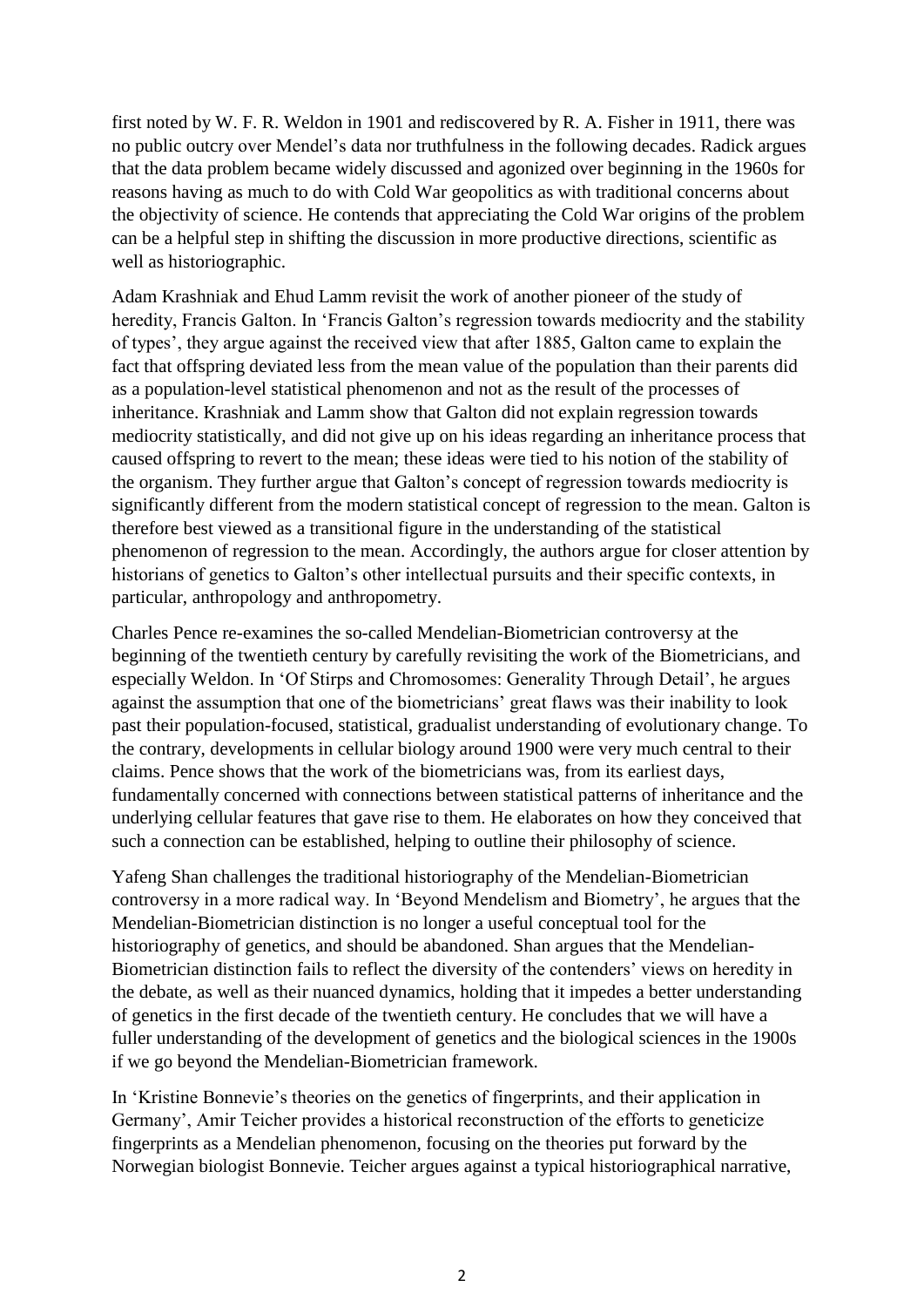first noted by W. F. R. Weldon in 1901 and rediscovered by R. A. Fisher in 1911, there was no public outcry over Mendel's data nor truthfulness in the following decades. Radick argues that the data problem became widely discussed and agonized over beginning in the 1960s for reasons having as much to do with Cold War geopolitics as with traditional concerns about the objectivity of science. He contends that appreciating the Cold War origins of the problem can be a helpful step in shifting the discussion in more productive directions, scientific as well as historiographic.

Adam Krashniak and Ehud Lamm revisit the work of another pioneer of the study of heredity, Francis Galton. In 'Francis Galton's regression towards mediocrity and the stability of types', they argue against the received view that after 1885, Galton came to explain the fact that offspring deviated less from the mean value of the population than their parents did as a population-level statistical phenomenon and not as the result of the processes of inheritance. Krashniak and Lamm show that Galton did not explain regression towards mediocrity statistically, and did not give up on his ideas regarding an inheritance process that caused offspring to revert to the mean; these ideas were tied to his notion of the stability of the organism. They further argue that Galton's concept of regression towards mediocrity is significantly different from the modern statistical concept of regression to the mean. Galton is therefore best viewed as a transitional figure in the understanding of the statistical phenomenon of regression to the mean. Accordingly, the authors argue for closer attention by historians of genetics to Galton's other intellectual pursuits and their specific contexts, in particular, anthropology and anthropometry.

Charles Pence re-examines the so-called Mendelian-Biometrician controversy at the beginning of the twentieth century by carefully revisiting the work of the Biometricians, and especially Weldon. In 'Of Stirps and Chromosomes: Generality Through Detail', he argues against the assumption that one of the biometricians' great flaws was their inability to look past their population-focused, statistical, gradualist understanding of evolutionary change. To the contrary, developments in cellular biology around 1900 were very much central to their claims. Pence shows that the work of the biometricians was, from its earliest days, fundamentally concerned with connections between statistical patterns of inheritance and the underlying cellular features that gave rise to them. He elaborates on how they conceived that such a connection can be established, helping to outline their philosophy of science.

Yafeng Shan challenges the traditional historiography of the Mendelian-Biometrician controversy in a more radical way. In 'Beyond Mendelism and Biometry', he argues that the Mendelian-Biometrician distinction is no longer a useful conceptual tool for the historiography of genetics, and should be abandoned. Shan argues that the Mendelian-Biometrician distinction fails to reflect the diversity of the contenders' views on heredity in the debate, as well as their nuanced dynamics, holding that it impedes a better understanding of genetics in the first decade of the twentieth century. He concludes that we will have a fuller understanding of the development of genetics and the biological sciences in the 1900s if we go beyond the Mendelian-Biometrician framework.

In 'Kristine Bonnevie's theories on the genetics of fingerprints, and their application in Germany', Amir Teicher provides a historical reconstruction of the efforts to geneticize fingerprints as a Mendelian phenomenon, focusing on the theories put forward by the Norwegian biologist Bonnevie. Teicher argues against a typical historiographical narrative,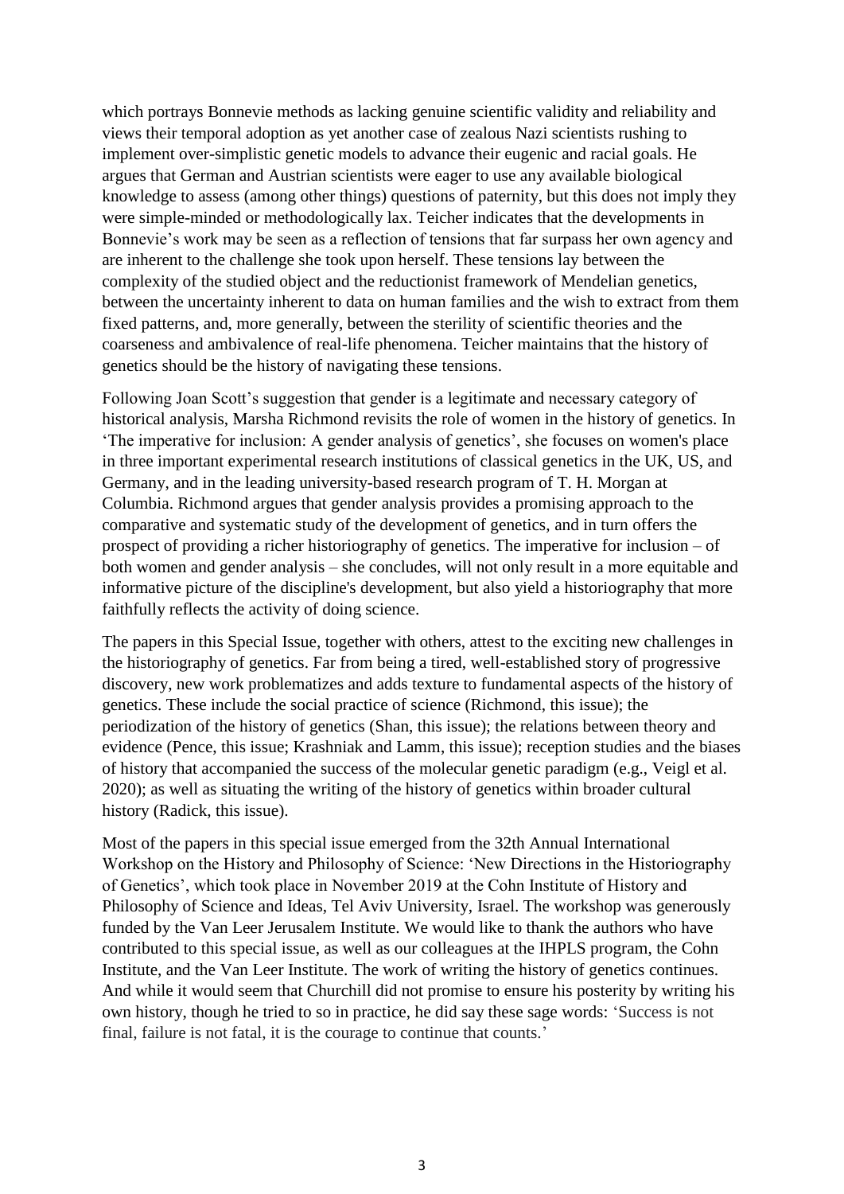which portrays Bonnevie methods as lacking genuine scientific validity and reliability and views their temporal adoption as yet another case of zealous Nazi scientists rushing to implement over-simplistic genetic models to advance their eugenic and racial goals. He argues that German and Austrian scientists were eager to use any available biological knowledge to assess (among other things) questions of paternity, but this does not imply they were simple-minded or methodologically lax. Teicher indicates that the developments in Bonnevie's work may be seen as a reflection of tensions that far surpass her own agency and are inherent to the challenge she took upon herself. These tensions lay between the complexity of the studied object and the reductionist framework of Mendelian genetics, between the uncertainty inherent to data on human families and the wish to extract from them fixed patterns, and, more generally, between the sterility of scientific theories and the coarseness and ambivalence of real-life phenomena. Teicher maintains that the history of genetics should be the history of navigating these tensions.

Following Joan Scott's suggestion that gender is a legitimate and necessary category of historical analysis, Marsha Richmond revisits the role of women in the history of genetics. In 'The imperative for inclusion: A gender analysis of genetics', she focuses on women's place in three important experimental research institutions of classical genetics in the UK, US, and Germany, and in the leading university-based research program of T. H. Morgan at Columbia. Richmond argues that gender analysis provides a promising approach to the comparative and systematic study of the development of genetics, and in turn offers the prospect of providing a richer historiography of genetics. The imperative for inclusion – of both women and gender analysis – she concludes, will not only result in a more equitable and informative picture of the discipline's development, but also yield a historiography that more faithfully reflects the activity of doing science.

The papers in this Special Issue, together with others, attest to the exciting new challenges in the historiography of genetics. Far from being a tired, well-established story of progressive discovery, new work problematizes and adds texture to fundamental aspects of the history of genetics. These include the social practice of science (Richmond, this issue); the periodization of the history of genetics (Shan, this issue); the relations between theory and evidence (Pence, this issue; Krashniak and Lamm, this issue); reception studies and the biases of history that accompanied the success of the molecular genetic paradigm (e.g., Veigl et al. 2020); as well as situating the writing of the history of genetics within broader cultural history (Radick, this issue).

Most of the papers in this special issue emerged from the 32th Annual International Workshop on the History and Philosophy of Science: 'New Directions in the Historiography of Genetics', which took place in November 2019 at the Cohn Institute of History and Philosophy of Science and Ideas, Tel Aviv University, Israel. The workshop was generously funded by the Van Leer Jerusalem Institute. We would like to thank the authors who have contributed to this special issue, as well as our colleagues at the IHPLS program, the Cohn Institute, and the Van Leer Institute. The work of writing the history of genetics continues. And while it would seem that Churchill did not promise to ensure his posterity by writing his own history, though he tried to so in practice, he did say these sage words: 'Success is not final, failure is not fatal, it is the courage to continue that counts.'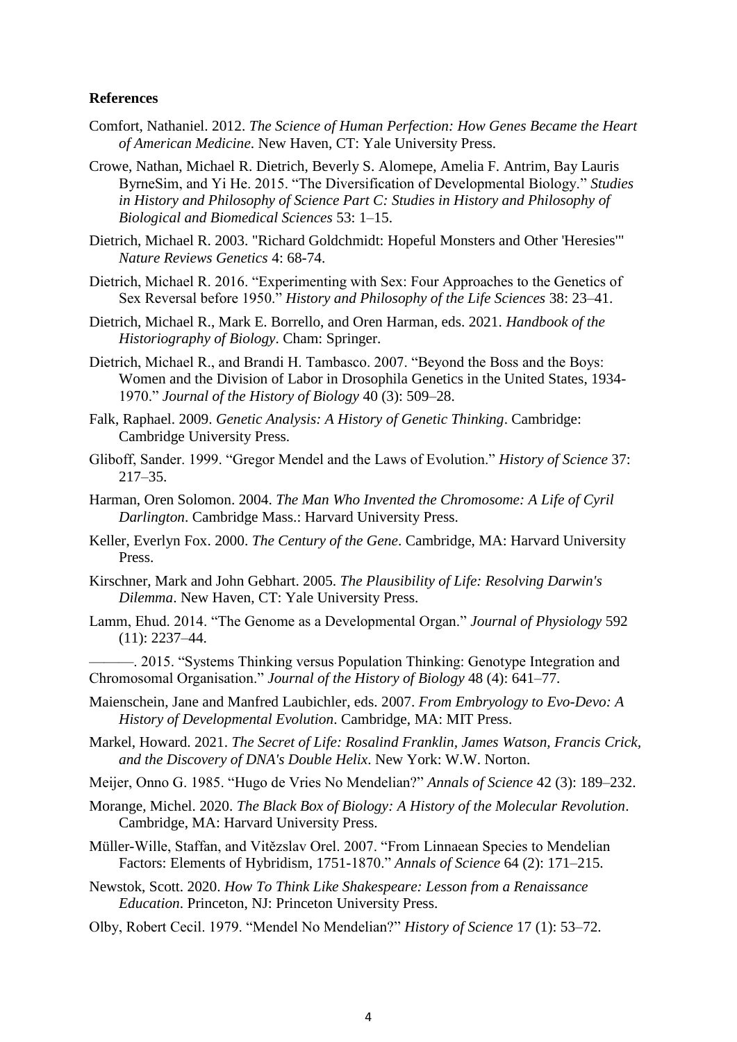**References**

Comfort, Nathaniel. 2012. *The Science of Human Perfection: How Genes Became the Heart of American Medicine*. New Haven, CT: Yale University Press.

Crowe, Nathan, Michael R. Dietrich, Beverly S. Alomepe, Amelia F. Antrim, Bay Lauris ByrneSim, and Yi He. 2015. "The Diversification of Developmental Biology." *Studies in History and Philosophy of Science Part C: Studies in History and Philosophy of Biological and Biomedical Sciences* 53: 1–15.

Dietrich, Michael R. 2003. "Richard Goldchmidt: Hopeful Monsters and Other 'Heresies'" *Nature Reviews Genetics* 4: 68-74.

Dietrich, Michael R. 2016. "Experimenting with Sex: Four Approaches to the Genetics of Sex Reversal before 1950." *History and Philosophy of the Life Sciences* 38: 23–41.

Dietrich, Michael R., Mark E. Borrello, and Oren Harman, eds. 2021. *Handbook of the Historiography of Biology*. Cham: Springer.

Dietrich, Michael R., and Brandi H. Tambasco. 2007. "Beyond the Boss and the Boys: Women and the Division of Labor in Drosophila Genetics in the United States, 1934-1970." *Journal of the History of Biology* 40 (3): 509–28.

Falk, Raphael. 2009. *Genetic Analysis: A History of Genetic Thinking*. Cambridge: Cambridge University Press.

Gliboff, Sander. 1999. "Gregor Mendel and the Laws of Evolution." *History of Science* 37: 217–35.

Harman, Oren Solomon. 2004. *The Man Who Invented the Chromosome: A Life of Cyril Darlington*. Cambridge Mass.: Harvard University Press.

Keller, Everlyn Fox. 2000. *The Century of the Gene*. Cambridge, MA: Harvard University Press.

Kirschner, Mark and John Gebhart. 2005. *The Plausibility of Life: Resolving Darwin's Dilemma*. New Haven, CT: Yale University Press.

Lamm, Ehud. 2014. "The Genome as a Developmental Organ." *Journal of Physiology* 592 (11): 2237–44.

———. 2015. "Systems Thinking versus Population Thinking: Genotype Integration and Chromosomal Organisation." *Journal of the History of Biology* 48 (4): 641–77.

Maienschein, Jane and Manfred Laubichler, eds. 2007. *From Embryology to Evo-Devo: A History of Developmental Evolution*. Cambridge, MA: MIT Press.

Markel, Howard. 2021. *The Secret of Life: Rosalind Franklin, James Watson, Francis Crick, and the Discovery of DNA's Double Helix*. New York: W.W. Norton.

Meijer, Onno G. 1985. "Hugo de Vries No Mendelian?" *Annals of Science* 42 (3): 189–232.

Morange, Michel. 2020. *The Black Box of Biology: A History of the Molecular Revolution*. Cambridge, MA: Harvard University Press.

Müller-Wille, Staffan, and Vitězslav Orel. 2007. "From Linnaean Species to Mendelian Factors: Elements of Hybridism, 1751-1870." *Annals of Science* 64 (2): 171–215.

Newstok, Scott. 2020. *How To Think Like Shakespeare: Lesson from a Renaissance Education*. Princeton, NJ: Princeton University Press.

Olby, Robert Cecil. 1979. "Mendel No Mendelian?" *History of Science* 17 (1): 53–72.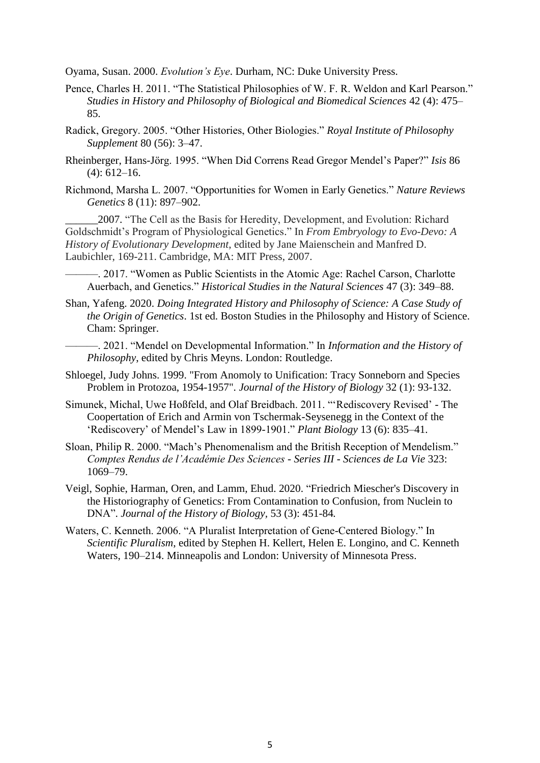Oyama, Susan. 2000. *Evolution's Eye*. Durham, NC: Duke University Press.

Pence, Charles H. 2011. "The Statistical Philosophies of W. F. R. Weldon and Karl Pearson." *Studies in History and Philosophy of Biological and Biomedical Sciences* 42 (4): 475–85.

Radick, Gregory. 2005. "Other Histories, Other Biologies." *Royal Institute of Philosophy Supplement* 80 (56): 3–47.

Rheinberger, Hans-Jörg. 1995. "When Did Correns Read Gregor Mendel's Paper?" *Isis* 86 (4): 612–16.

Richmond, Marsha L. 2007. "Opportunities for Women in Early Genetics." *Nature Reviews Genetics* 8 (11): 897–902.

\_\_\_\_\_\_2007. "The Cell as the Basis for Heredity, Development, and Evolution: Richard Goldschmidt's Program of Physiological Genetics." In *From Embryology to Evo-Devo: A History of Evolutionary Development*, edited by Jane Maienschein and Manfred D. Laubichler, 169-211. Cambridge, MA: MIT Press, 2007.

———. 2017. "Women as Public Scientists in the Atomic Age: Rachel Carson, Charlotte Auerbach, and Genetics." *Historical Studies in the Natural Sciences* 47 (3): 349–88.

Shan, Yafeng. 2020. *Doing Integrated History and Philosophy of Science: A Case Study of the Origin of Genetics*. 1st ed. Boston Studies in the Philosophy and History of Science. Cham: Springer.

———. 2021. "Mendel on Developmental Information." In *Information and the History of Philosophy*, edited by Chris Meyns. London: Routledge.

Shloegel, Judy Johns. 1999. "From Anomoly to Unification: Tracy Sonneborn and Species Problem in Protozoa, 1954-1957". *Journal of the History of Biology* 32 (1): 93-132.

Simunek, Michal, Uwe Hoßfeld, and Olaf Breidbach. 2011. "'Rediscovery Revised' - The Coopertation of Erich and Armin von Tschermak-Seysenegg in the Context of the 'Rediscovery' of Mendel's Law in 1899-1901." *Plant Biology* 13 (6): 835–41.

Sloan, Philip R. 2000. "Mach's Phenomenalism and the British Reception of Mendelism." *Comptes Rendus de l'Académie Des Sciences - Series III - Sciences de La Vie* 323: 1069–79.

Veigl, Sophie, Harman, Oren, and Lamm, Ehud. 2020. "Friedrich Miescher's Discovery in the Historiography of Genetics: From Contamination to Confusion, from Nuclein to DNA". *Journal of the History of Biology*, 53 (3): 451-84.

Waters, C. Kenneth. 2006. "A Pluralist Interpretation of Gene-Centered Biology." In *Scientific Pluralism*, edited by Stephen H. Kellert, Helen E. Longino, and C. Kenneth Waters, 190–214. Minneapolis and London: University of Minnesota Press.